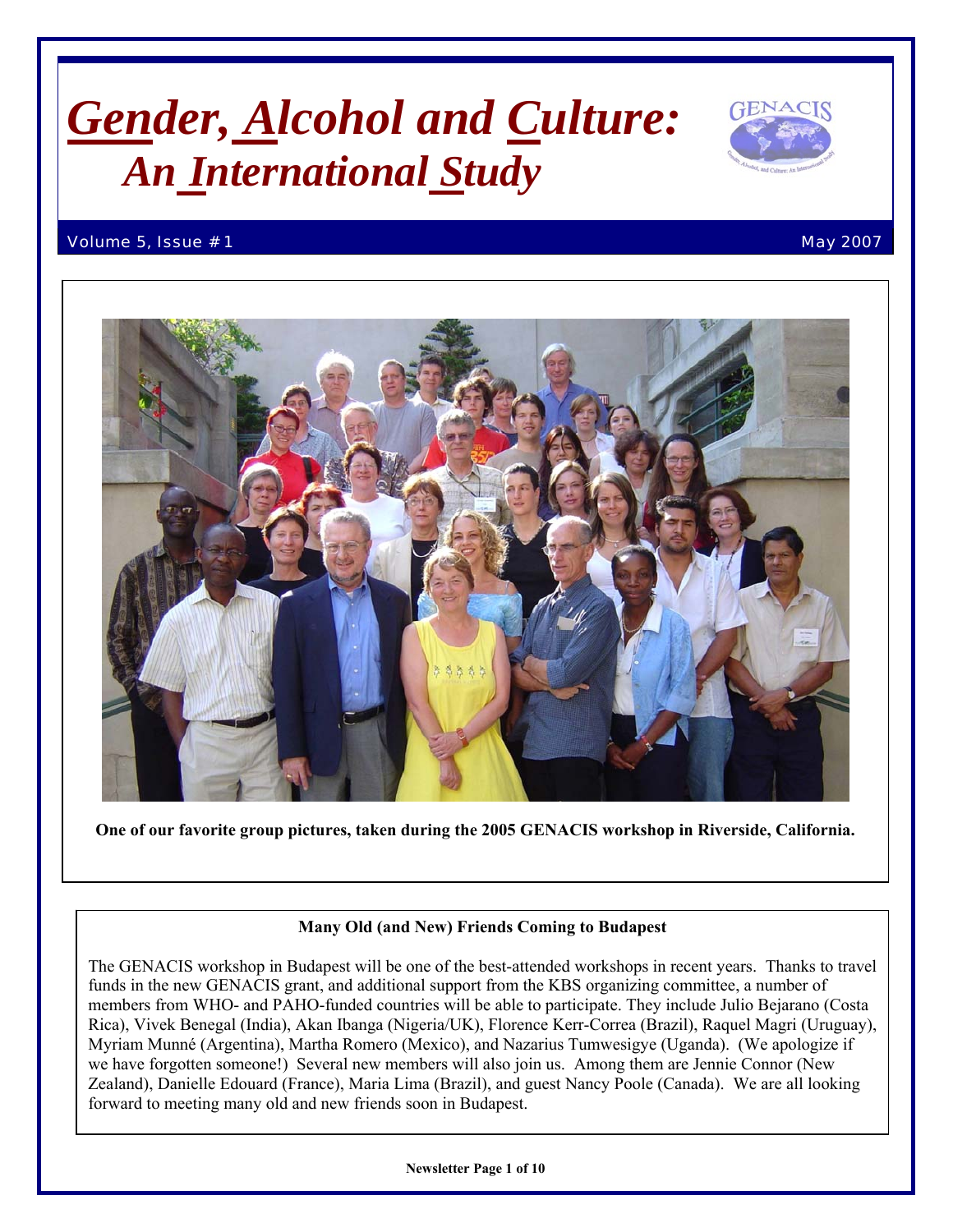# *Gender, Alcohol and Culture: An International Study*

Volume 5, Issue #1 May 2007

One of our favorite group pictures, taken during the 2005 GENACIS workshop in Riverside, California.

## Many Old (and New) Friends Coming to Budapest

The GENACIS workshop in Budapest will be one of the best-attended workshops in recent years. Thanks to travel funds in the new GENACIS grant, and additional support from the KBS organizing committee, a number of members from WHO- and PAHO-funded countries will be able to participate. They include Julio Bejarano (Costa Rica), Vivek Benegal (India), Akan Ibanga (Nigeria/UK), Florence Kerr-Correa (Brazil), Raquel Magri (Uruguay), Myriam Munné (Argentina), Martha Romero (Mexico), and Nazarius Tumwesigye (Uganda). (We apologize if we have forgotten someone!) Several new members will also join us. Among them are Jennie Connor (New Zealand), Danielle Edouard (France), Maria Lima (Brazil), and guest Nancy Poole (Canada). We are all looking forward to meeting many old and new friends soon in Budapest.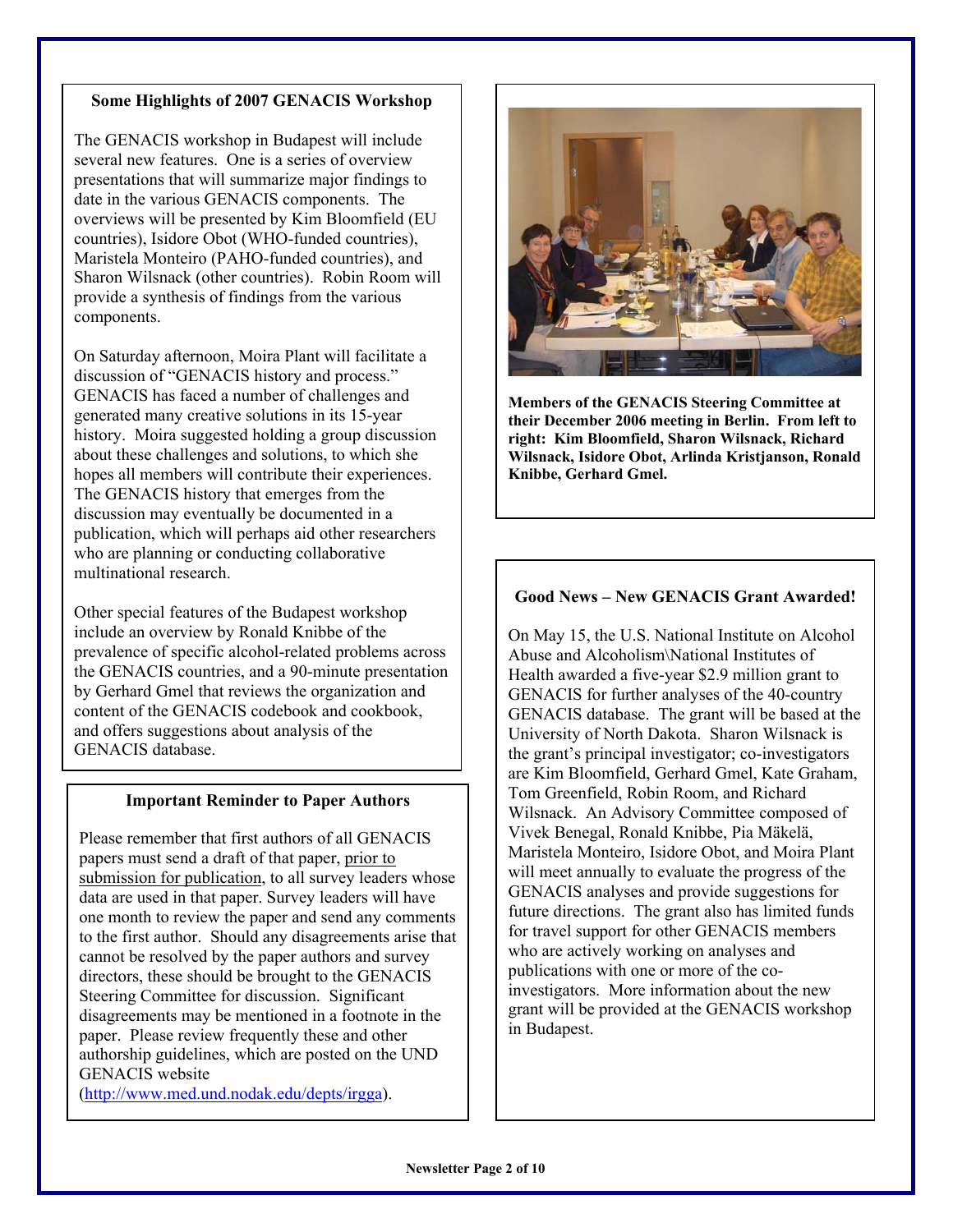### Some Highlights of 2007 GENACIS Workshop

The GENACIS workshop in Budapest will include several new features. One is a series of overview presentations that will summarize major findings to date in the various GENACIS components. The overviews will be presented by Kim Bloomfield (EU countries), Isidore Obot (WHO-funded countries), Maristela Monteiro (PAHO-funded countries), and Sharon Wilsnack (other countries). Robin Room will provide a synthesis of findings from the various components.

On Saturday afternoon, Moira Plant will facilitate a discussion of "GENACIS history and process." GENACIS has faced a number of challenges and generated many creative solutions in its 15-year history. Moira suggested holding a group discussion about these challenges and solutions, to which she hopes all members will contribute their experiences. The GENACIS history that emerges from the discussion may eventually be documented in a publication, which will perhaps aid other researchers who are planning or conducting collaborative multinational research.

Other special features of the Budapest workshop include an overview by Ronald Knibbe of the prevalence of specific alcohol-related problems across the GENACIS countries, and a 90-minute presentation by Gerhard Gmel that reviews the organization and content of the GENACIS codebook and cookbook, and offers suggestions about analysis of the GENACIS database.

### Important Reminder to Paper Authors

Please remember that first authors of all GENACIS papers must send a draft of that paper, prior to submission for publication, to all survey leaders whose data are used in that paper. Survey leaders will have one month to review the paper and send any comments to the first author. Should any disagreements arise that cannot be resolved by the paper authors and survey directors, these should be brought to the GENACIS Steering Committee for discussion. Significant disagreements may be mentioned in a footnote in the paper. Please review frequently these and other authorship guidelines, which are posted on the UND GENACIS website (http://www.med.und.nodak.edu/depts/irgga).

**Members of the GENACIS Steering Committee at their December 2006 meeting in Berlin. From left to right: Kim Bloomfield, Sharon Wilsnack, Richard Wilsnack, Isidore Obot, Arlinda Kristjanson, Ronald Knibbe, Gerhard Gmel.**

### Good News – New GENACIS Grant Awarded!

On May 15, the U.S. National Institute on Alcohol Abuse and Alcoholism\National Institutes of Health awarded a five-year $2.9 million grant to GENACIS for further analyses of the 40-country GENACIS database. The grant will be based at the University of North Dakota. Sharon Wilsnack is the grant's principal investigator; co-investigators are Kim Bloomfield, Gerhard Gmel, Kate Graham, Tom Greenfield, Robin Room, and Richard Wilsnack. An Advisory Committee composed of Vivek Benegal, Ronald Knibbe, Pia Mäkelä, Maristela Monteiro, Isidore Obot, and Moira Plant will meet annually to evaluate the progress of the GENACIS analyses and provide suggestions for future directions. The grant also has limited funds for travel support for other GENACIS members who are actively working on analyses and publications with one or more of the co-investigators. More information about the new grant will be provided at the GENACIS workshop in Budapest.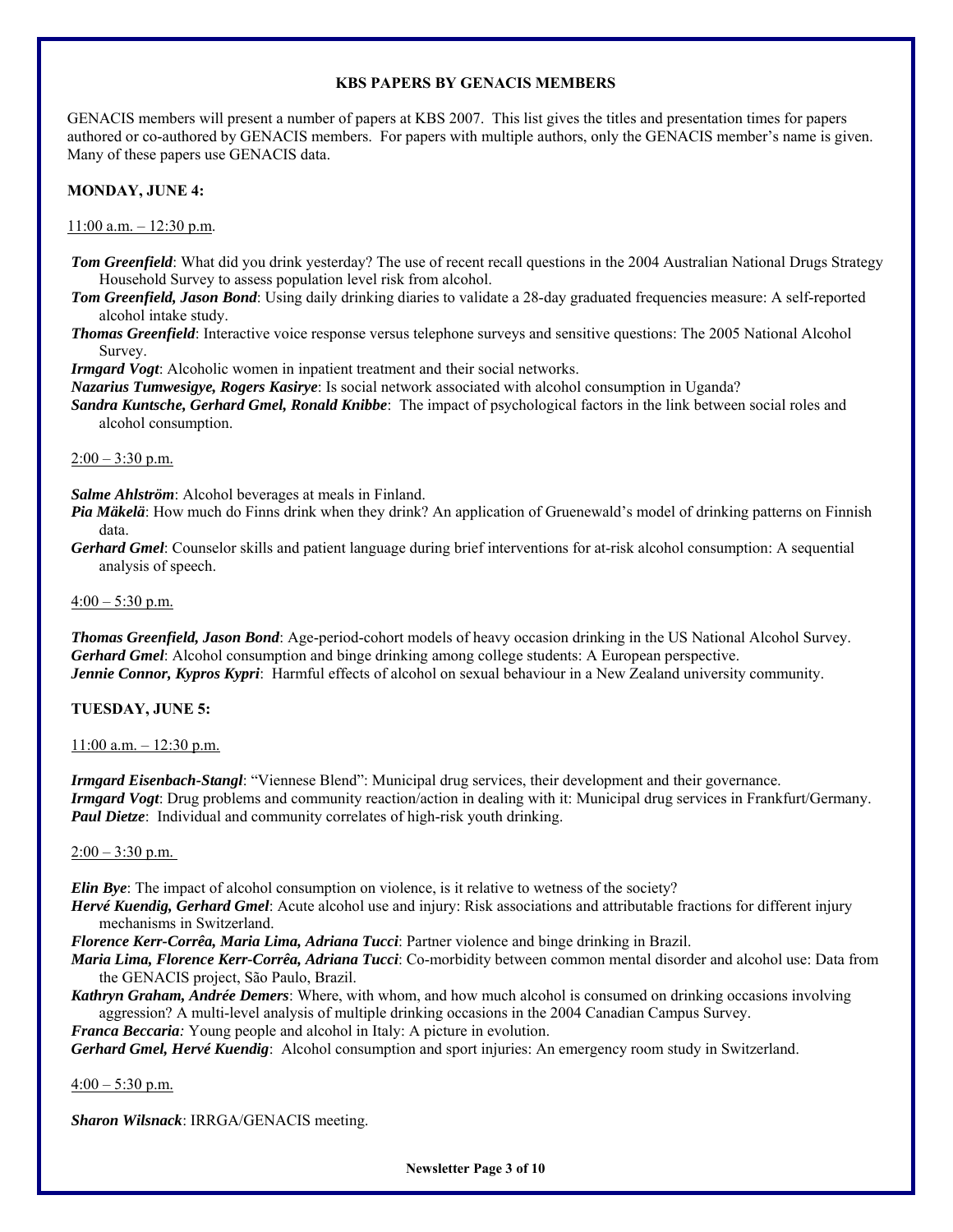## KBS PAPERS BY GENACIS MEMBERS

GENACIS members will present a number of papers at KBS 2007. This list gives the titles and presentation times for papers authored or co-authored by GENACIS members. For papers with multiple authors, only the GENACIS member's name is given. Many of these papers use GENACIS data.

### MONDAY, JUNE 4:

11:00 a.m. – 12:30 p.m.

***Tom Greenfield***: What did you drink yesterday? The use of recent recall questions in the 2004 Australian National Drugs Strategy Household Survey to assess population level risk from alcohol.

***Tom Greenfield, Jason Bond***: Using daily drinking diaries to validate a 28-day graduated frequencies measure: A self-reported alcohol intake study.

***Thomas Greenfield***: Interactive voice response versus telephone surveys and sensitive questions: The 2005 National Alcohol Survey.

***Irmgard Vogt***: Alcoholic women in inpatient treatment and their social networks.

***Nazarius Tumwesigye, Rogers Kasirye***: Is social network associated with alcohol consumption in Uganda?

***Sandra Kuntsche, Gerhard Gmel, Ronald Knibbe***: The impact of psychological factors in the link between social roles and alcohol consumption.

2:00 – 3:30 p.m.

***Salme Ahlström***: Alcohol beverages at meals in Finland.

***Pia Mäkelä***: How much do Finns drink when they drink? An application of Gruenewald's model of drinking patterns on Finnish data.

***Gerhard Gmel***: Counselor skills and patient language during brief interventions for at-risk alcohol consumption: A sequential analysis of speech.

4:00 – 5:30 p.m.

***Thomas Greenfield, Jason Bond***: Age-period-cohort models of heavy occasion drinking in the US National Alcohol Survey.

***Gerhard Gmel***: Alcohol consumption and binge drinking among college students: A European perspective.

***Jennie Connor, Kypros Kypri***: Harmful effects of alcohol on sexual behaviour in a New Zealand university community.

### TUESDAY, JUNE 5:

11:00 a.m. – 12:30 p.m.

***Irmgard Eisenbach-Stangl***: "Viennese Blend": Municipal drug services, their development and their governance.

***Irmgard Vogt***: Drug problems and community reaction/action in dealing with it: Municipal drug services in Frankfurt/Germany.

***Paul Dietze***: Individual and community correlates of high-risk youth drinking.

2:00 – 3:30 p.m.

***Elin Bye***: The impact of alcohol consumption on violence, is it relative to wetness of the society?

***Hervé Kuendig, Gerhard Gmel***: Acute alcohol use and injury: Risk associations and attributable fractions for different injury mechanisms in Switzerland.

***Florence Kerr-Corrêa, Maria Lima, Adriana Tucci***: Partner violence and binge drinking in Brazil.

***Maria Lima, Florence Kerr-Corrêa, Adriana Tucci***: Co-morbidity between common mental disorder and alcohol use: Data from the GENACIS project, São Paulo, Brazil.

***Kathryn Graham, Andrée Demers***: Where, with whom, and how much alcohol is consumed on drinking occasions involving aggression? A multi-level analysis of multiple drinking occasions in the 2004 Canadian Campus Survey.

***Franca Beccaria***: Young people and alcohol in Italy: A picture in evolution.

***Gerhard Gmel, Hervé Kuendig***: Alcohol consumption and sport injuries: An emergency room study in Switzerland.

4:00 – 5:30 p.m.

***Sharon Wilsnack***: IRRGA/GENACIS meeting.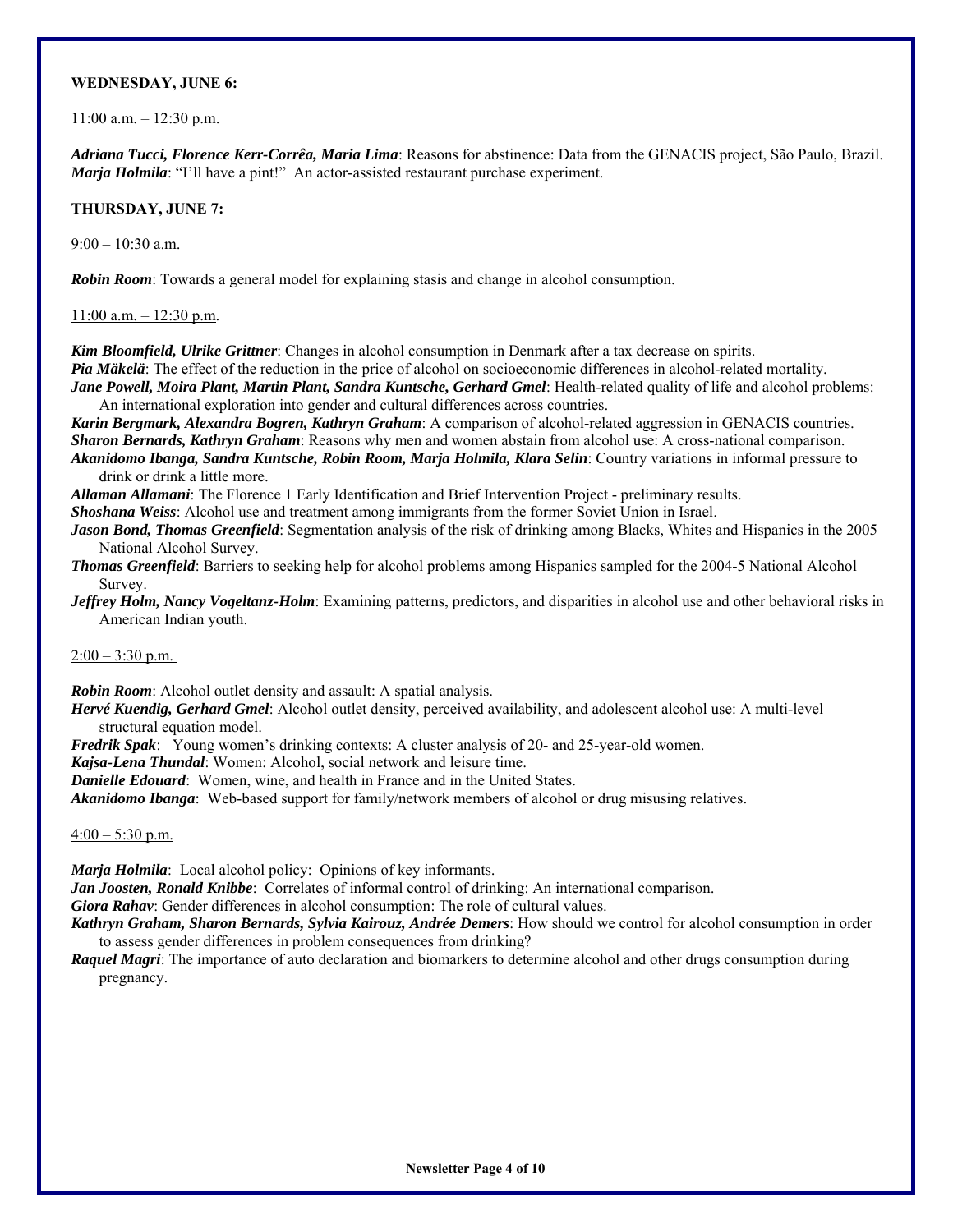**WEDNESDAY, JUNE 6:**

11:00 a.m. – 12:30 p.m.

***Adriana Tucci, Florence Kerr-Corrêa, Maria Lima***: Reasons for abstinence: Data from the GENACIS project, São Paulo, Brazil.
***Marja Holmila***: "I'll have a pint!" An actor-assisted restaurant purchase experiment.

**THURSDAY, JUNE 7:**

9:00 – 10:30 a.m.

***Robin Room***: Towards a general model for explaining stasis and change in alcohol consumption.

11:00 a.m. – 12:30 p.m.

***Kim Bloomfield, Ulrike Grittner***: Changes in alcohol consumption in Denmark after a tax decrease on spirits.
***Pia Mäkelä***: The effect of the reduction in the price of alcohol on socioeconomic differences in alcohol-related mortality.
***Jane Powell, Moira Plant, Martin Plant, Sandra Kuntsche, Gerhard Gmel***: Health-related quality of life and alcohol problems: An international exploration into gender and cultural differences across countries.
***Karin Bergmark, Alexandra Bogren, Kathryn Graham***: A comparison of alcohol-related aggression in GENACIS countries.
***Sharon Bernards, Kathryn Graham***: Reasons why men and women abstain from alcohol use: A cross-national comparison.
***Akanidomo Ibanga, Sandra Kuntsche, Robin Room, Marja Holmila, Klara Selin***: Country variations in informal pressure to drink or drink a little more.
***Allaman Allamani***: The Florence 1 Early Identification and Brief Intervention Project - preliminary results.
***Shoshana Weiss***: Alcohol use and treatment among immigrants from the former Soviet Union in Israel.
***Jason Bond, Thomas Greenfield***: Segmentation analysis of the risk of drinking among Blacks, Whites and Hispanics in the 2005 National Alcohol Survey.
***Thomas Greenfield***: Barriers to seeking help for alcohol problems among Hispanics sampled for the 2004-5 National Alcohol Survey.
***Jeffrey Holm, Nancy Vogeltanz-Holm***: Examining patterns, predictors, and disparities in alcohol use and other behavioral risks in American Indian youth.

2:00 – 3:30 p.m.

***Robin Room***: Alcohol outlet density and assault: A spatial analysis.
***Hervé Kuendig, Gerhard Gmel***: Alcohol outlet density, perceived availability, and adolescent alcohol use: A multi-level structural equation model.
***Fredrik Spak***: Young women's drinking contexts: A cluster analysis of 20- and 25-year-old women.
***Kajsa-Lena Thundal***: Women: Alcohol, social network and leisure time.
***Danielle Edouard***: Women, wine, and health in France and in the United States.
***Akanidomo Ibanga***: Web-based support for family/network members of alcohol or drug misusing relatives.

4:00 – 5:30 p.m.

***Marja Holmila***: Local alcohol policy: Opinions of key informants.
***Jan Joosten, Ronald Knibbe***: Correlates of informal control of drinking: An international comparison.
***Giora Rahav***: Gender differences in alcohol consumption: The role of cultural values.
***Kathryn Graham, Sharon Bernards, Sylvia Kairouz, Andrée Demers***: How should we control for alcohol consumption in order to assess gender differences in problem consequences from drinking?
***Raquel Magri***: The importance of auto declaration and biomarkers to determine alcohol and other drugs consumption during pregnancy.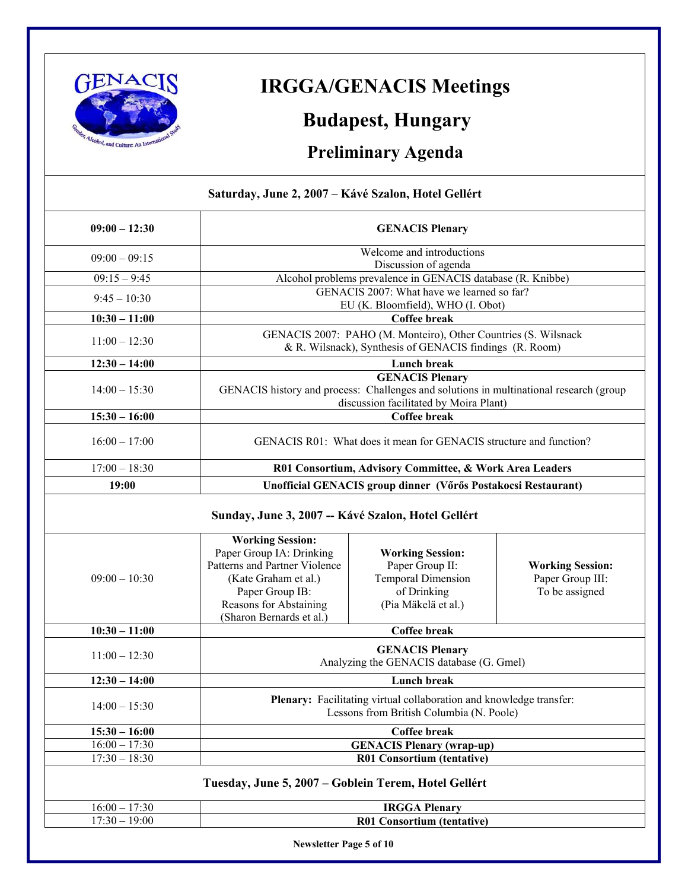# IRGGA/GENACIS Meetings

## Budapest, Hungary

### Preliminary Agenda

**Saturday, June 2, 2007 – Kávé Szalon, Hotel Gellért**

| Time | Session | | |
|---|---|---|---|
| **09:00 – 12:30** | **GENACIS Plenary** | | |
| 09:00 – 09:15 | Welcome and introductions<br>Discussion of agenda | | |
| 09:15 – 9:45 | Alcohol problems prevalence in GENACIS database (R. Knibbe) | | |
| 9:45 – 10:30 | GENACIS 2007: What have we learned so far?<br>EU (K. Bloomfield), WHO (I. Obot) | | |
| **10:30 – 11:00** | **Coffee break** | | |
| 11:00 – 12:30 | GENACIS 2007: PAHO (M. Monteiro), Other Countries (S. Wilsnack & R. Wilsnack), Synthesis of GENACIS findings (R. Room) | | |
| **12:30 – 14:00** | **Lunch break** | | |
| 14:00 – 15:30 | **GENACIS Plenary**<br>GENACIS history and process: Challenges and solutions in multinational research (group discussion facilitated by Moira Plant) | | |
| **15:30 – 16:00** | **Coffee break** | | |
| 16:00 – 17:00 | GENACIS R01: What does it mean for GENACIS structure and function? | | |
| 17:00 – 18:30 | **R01 Consortium, Advisory Committee, & Work Area Leaders** | | |
| **19:00** | **Unofficial GENACIS group dinner (Vőrős Postakocsi Restaurant)** | | |
| **Sunday, June 3, 2007 -- Kávé Szalon, Hotel Gellért** | | | |
| 09:00 – 10:30 | **Working Session:**<br>Paper Group IA: Drinking Patterns and Partner Violence (Kate Graham et al.)<br>Paper Group IB: Reasons for Abstaining (Sharon Bernards et al.) | **Working Session:**<br>Paper Group II: Temporal Dimension of Drinking (Pia Mäkelä et al.) | **Working Session:**<br>Paper Group III: To be assigned |
| **10:30 – 11:00** | **Coffee break** | | |
| 11:00 – 12:30 | **GENACIS Plenary**<br>Analyzing the GENACIS database (G. Gmel) | | |
| **12:30 – 14:00** | **Lunch break** | | |
| 14:00 – 15:30 | **Plenary:** Facilitating virtual collaboration and knowledge transfer: Lessons from British Columbia (N. Poole) | | |
| **15:30 – 16:00** | **Coffee break** | | |
| 16:00 – 17:30 | **GENACIS Plenary (wrap-up)** | | |
| 17:30 – 18:30 | **R01 Consortium (tentative)** | | |
| **Tuesday, June 5, 2007 – Goblein Terem, Hotel Gellért** | | | |
| 16:00 – 17:30 | **IRGGA Plenary** | | |
| 17:30 – 19:00 | **R01 Consortium (tentative)** | | |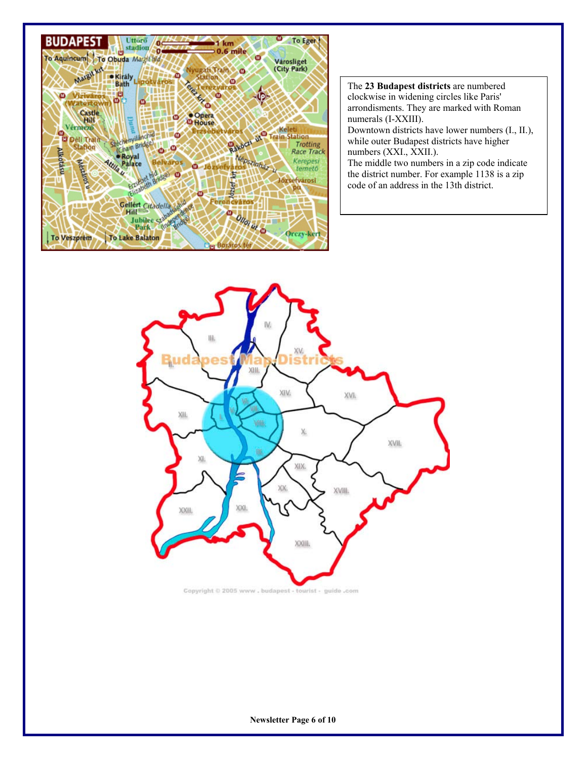The **23 Budapest districts** are numbered clockwise in widening circles like Paris' arrondisments. They are marked with Roman numerals (I-XXIII).
Downtown districts have lower numbers (I., II.), while outer Budapest districts have higher numbers (XXI., XXII.).
The middle two numbers in a zip code indicate the district number. For example 1138 is a zip code of an address in the 13th district.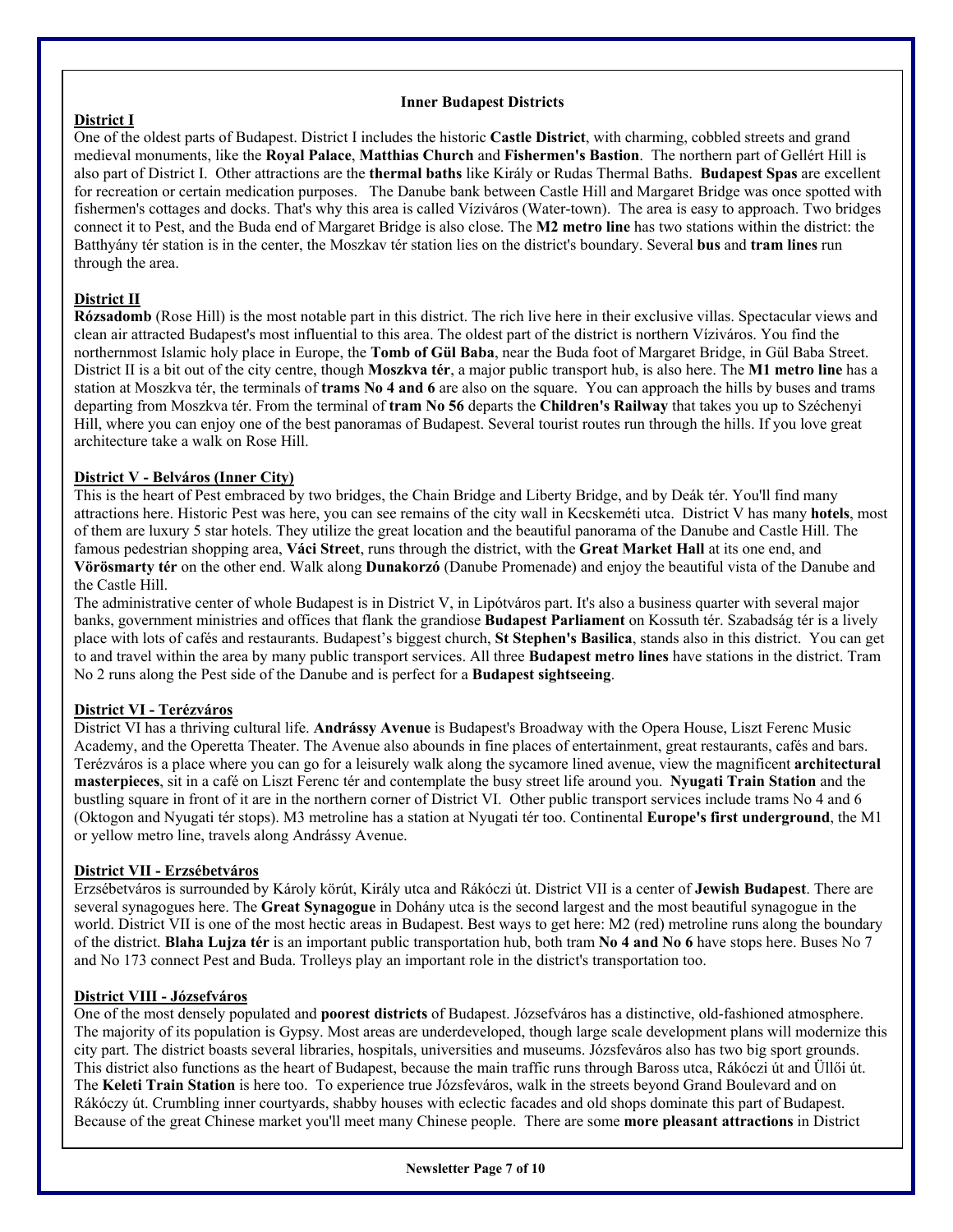## Inner Budapest Districts

### District I

One of the oldest parts of Budapest. District I includes the historic **Castle District**, with charming, cobbled streets and grand medieval monuments, like the **Royal Palace**, **Matthias Church** and **Fishermen's Bastion**. The northern part of Gellért Hill is also part of District I. Other attractions are the **thermal baths** like Király or Rudas Thermal Baths. **Budapest Spas** are excellent for recreation or certain medication purposes. The Danube bank between Castle Hill and Margaret Bridge was once spotted with fishermen's cottages and docks. That's why this area is called Víziváros (Water-town). The area is easy to approach. Two bridges connect it to Pest, and the Buda end of Margaret Bridge is also close. The **M2 metro line** has two stations within the district: the Batthyány tér station is in the center, the Moszkav tér station lies on the district's boundary. Several **bus** and **tram lines** run through the area.

### District II

**Rózsadomb** (Rose Hill) is the most notable part in this district. The rich live here in their exclusive villas. Spectacular views and clean air attracted Budapest's most influential to this area. The oldest part of the district is northern Víziváros. You find the northernmost Islamic holy place in Europe, the **Tomb of Gül Baba**, near the Buda foot of Margaret Bridge, in Gül Baba Street. District II is a bit out of the city centre, though **Moszkva tér**, a major public transport hub, is also here. The **M1 metro line** has a station at Moszkva tér, the terminals of **trams No 4 and 6** are also on the square. You can approach the hills by buses and trams departing from Moszkva tér. From the terminal of **tram No 56** departs the **Children's Railway** that takes you up to Széchenyi Hill, where you can enjoy one of the best panoramas of Budapest. Several tourist routes run through the hills. If you love great architecture take a walk on Rose Hill.

### District V - Belváros (Inner City)

This is the heart of Pest embraced by two bridges, the Chain Bridge and Liberty Bridge, and by Deák tér. You'll find many attractions here. Historic Pest was here, you can see remains of the city wall in Kecskeméti utca. District V has many **hotels**, most of them are luxury 5 star hotels. They utilize the great location and the beautiful panorama of the Danube and Castle Hill. The famous pedestrian shopping area, **Váci Street**, runs through the district, with the **Great Market Hall** at its one end, and **Vörösmarty tér** on the other end. Walk along **Dunakorzó** (Danube Promenade) and enjoy the beautiful vista of the Danube and the Castle Hill.

The administrative center of whole Budapest is in District V, in Lipótváros part. It's also a business quarter with several major banks, government ministries and offices that flank the grandiose **Budapest Parliament** on Kossuth tér. Szabadság tér is a lively place with lots of cafés and restaurants. Budapest's biggest church, **St Stephen's Basilica**, stands also in this district. You can get to and travel within the area by many public transport services. All three **Budapest metro lines** have stations in the district. Tram No 2 runs along the Pest side of the Danube and is perfect for a **Budapest sightseeing**.

### District VI - Terézváros

District VI has a thriving cultural life. **Andrássy Avenue** is Budapest's Broadway with the Opera House, Liszt Ferenc Music Academy, and the Operetta Theater. The Avenue also abounds in fine places of entertainment, great restaurants, cafés and bars. Terézváros is a place where you can go for a leisurely walk along the sycamore lined avenue, view the magnificent **architectural masterpieces**, sit in a café on Liszt Ferenc tér and contemplate the busy street life around you. **Nyugati Train Station** and the bustling square in front of it are in the northern corner of District VI. Other public transport services include trams No 4 and 6 (Oktogon and Nyugati tér stops). M3 metroline has a station at Nyugati tér too. Continental **Europe's first underground**, the M1 or yellow metro line, travels along Andrássy Avenue.

### District VII - Erzsébetváros

Erzsébetváros is surrounded by Károly körút, Király utca and Rákóczi út. District VII is a center of **Jewish Budapest**. There are several synagogues here. The **Great Synagogue** in Dohány utca is the second largest and the most beautiful synagogue in the world. District VII is one of the most hectic areas in Budapest. Best ways to get here: M2 (red) metroline runs along the boundary of the district. **Blaha Lujza tér** is an important public transportation hub, both tram **No 4 and No 6** have stops here. Buses No 7 and No 173 connect Pest and Buda. Trolleys play an important role in the district's transportation too.

### District VIII - Józsefváros

One of the most densely populated and **poorest districts** of Budapest. Józsefváros has a distinctive, old-fashioned atmosphere. The majority of its population is Gypsy. Most areas are underdeveloped, though large scale development plans will modernize this city part. The district boasts several libraries, hospitals, universities and museums. Józsfeváros also has two big sport grounds. This district also functions as the heart of Budapest, because the main traffic runs through Baross utca, Rákóczi út and Üllői út. The **Keleti Train Station** is here too. To experience true Józsfeváros, walk in the streets beyond Grand Boulevard and on Rákóczy út. Crumbling inner courtyards, shabby houses with eclectic facades and old shops dominate this part of Budapest. Because of the great Chinese market you'll meet many Chinese people. There are some **more pleasant attractions** in District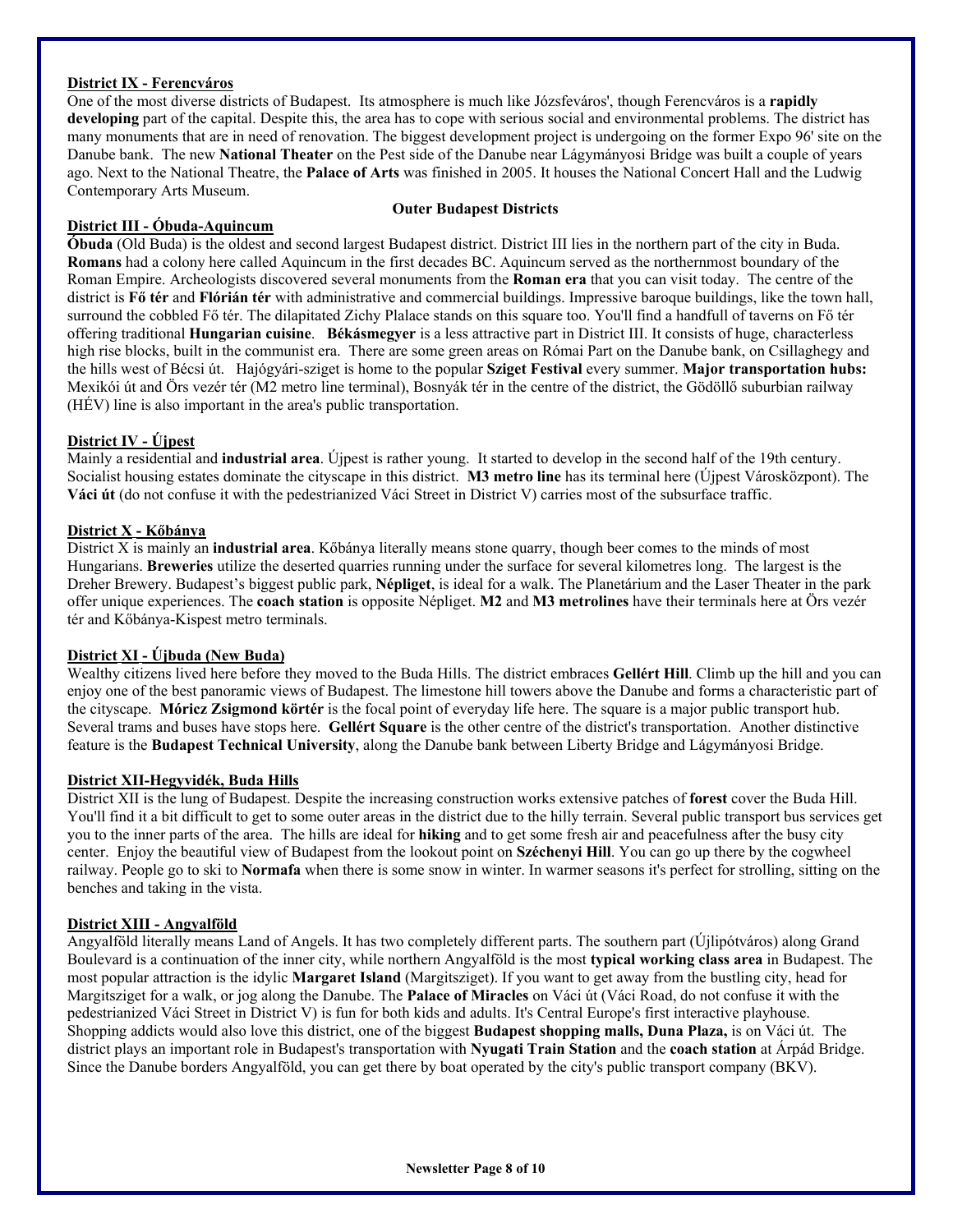**District IX - Ferencváros**

One of the most diverse districts of Budapest. Its atmosphere is much like Józsfeváros', though Ferencváros is a **rapidly developing** part of the capital. Despite this, the area has to cope with serious social and environmental problems. The district has many monuments that are in need of renovation. The biggest development project is undergoing on the former Expo 96' site on the Danube bank. The new **National Theater** on the Pest side of the Danube near Lágymányosi Bridge was built a couple of years ago. Next to the National Theatre, the **Palace of Arts** was finished in 2005. It houses the National Concert Hall and the Ludwig Contemporary Arts Museum.

## Outer Budapest Districts

**District III - Óbuda-Aquincum**

**Óbuda** (Old Buda) is the oldest and second largest Budapest district. District III lies in the northern part of the city in Buda. **Romans** had a colony here called Aquincum in the first decades BC. Aquincum served as the northernmost boundary of the Roman Empire. Archeologists discovered several monuments from the **Roman era** that you can visit today. The centre of the district is **Fő tér** and **Flórián tér** with administrative and commercial buildings. Impressive baroque buildings, like the town hall, surround the cobbled Fő tér. The dilapitated Zichy Plalace stands on this square too. You'll find a handfull of taverns on Fő tér offering traditional **Hungarian cuisine**. **Békásmegyer** is a less attractive part in District III. It consists of huge, characterless high rise blocks, built in the communist era. There are some green areas on Római Part on the Danube bank, on Csillaghegy and the hills west of Bécsi út. Hajógyári-sziget is home to the popular **Sziget Festival** every summer. **Major transportation hubs:** Mexikói út and Örs vezér tér (M2 metro line terminal), Bosnyák tér in the centre of the district, the Gödöllő suburbian railway (HÉV) line is also important in the area's public transportation.

**District IV - Újpest**

Mainly a residential and **industrial area**. Újpest is rather young. It started to develop in the second half of the 19th century. Socialist housing estates dominate the cityscape in this district. **M3 metro line** has its terminal here (Újpest Városközpont). The **Váci út** (do not confuse it with the pedestrianized Váci Street in District V) carries most of the subsurface traffic.

**District X - Kőbánya**

District X is mainly an **industrial area**. Kőbánya literally means stone quarry, though beer comes to the minds of most Hungarians. **Breweries** utilize the deserted quarries running under the surface for several kilometres long. The largest is the Dreher Brewery. Budapest's biggest public park, **Népliget**, is ideal for a walk. The Planetárium and the Laser Theater in the park offer unique experiences. The **coach station** is opposite Népliget. **M2** and **M3 metrolines** have their terminals here at Örs vezér tér and Kőbánya-Kispest metro terminals.

**District XI - Újbuda (New Buda)**

Wealthy citizens lived here before they moved to the Buda Hills. The district embraces **Gellért Hill**. Climb up the hill and you can enjoy one of the best panoramic views of Budapest. The limestone hill towers above the Danube and forms a characteristic part of the cityscape. **Móricz Zsigmond körtér** is the focal point of everyday life here. The square is a major public transport hub. Several trams and buses have stops here. **Gellért Square** is the other centre of the district's transportation. Another distinctive feature is the **Budapest Technical University**, along the Danube bank between Liberty Bridge and Lágymányosi Bridge.

**District XII-Hegyvidék, Buda Hills**

District XII is the lung of Budapest. Despite the increasing construction works extensive patches of **forest** cover the Buda Hill. You'll find it a bit difficult to get to some outer areas in the district due to the hilly terrain. Several public transport bus services get you to the inner parts of the area. The hills are ideal for **hiking** and to get some fresh air and peacefulness after the busy city center. Enjoy the beautiful view of Budapest from the lookout point on **Széchenyi Hill**. You can go up there by the cogwheel railway. People go to ski to **Normafa** when there is some snow in winter. In warmer seasons it's perfect for strolling, sitting on the benches and taking in the vista.

**District XIII - Angyalföld**

Angyalföld literally means Land of Angels. It has two completely different parts. The southern part (Újlipótváros) along Grand Boulevard is a continuation of the inner city, while northern Angyalföld is the most **typical working class area** in Budapest. The most popular attraction is the idylic **Margaret Island** (Margitsziget). If you want to get away from the bustling city, head for Margitsziget for a walk, or jog along the Danube. The **Palace of Miracles** on Váci út (Váci Road, do not confuse it with the pedestrianized Váci Street in District V) is fun for both kids and adults. It's Central Europe's first interactive playhouse. Shopping addicts would also love this district, one of the biggest **Budapest shopping malls, Duna Plaza,** is on Váci út. The district plays an important role in Budapest's transportation with **Nyugati Train Station** and the **coach station** at Árpád Bridge. Since the Danube borders Angyalföld, you can get there by boat operated by the city's public transport company (BKV).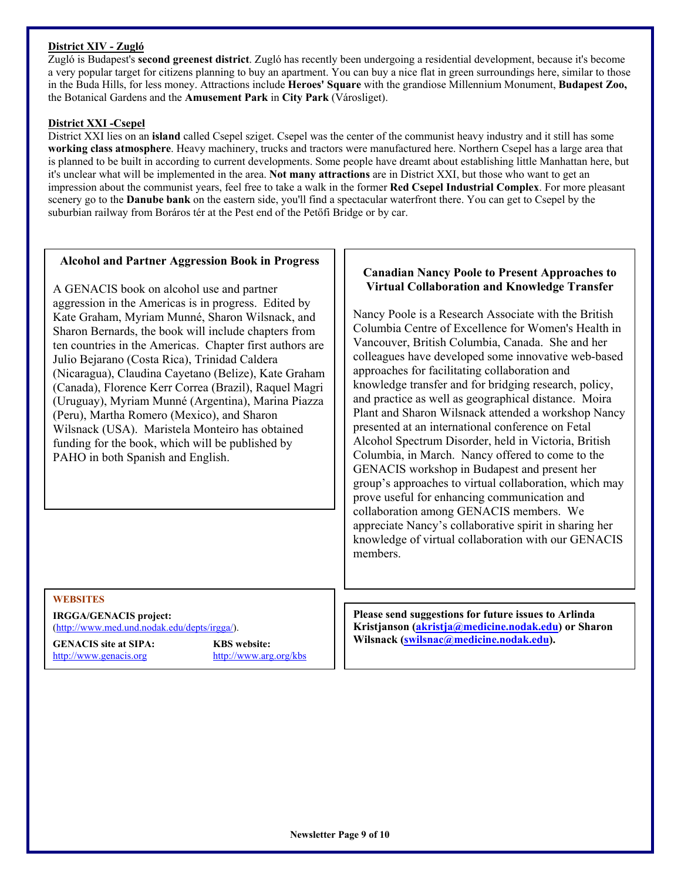**District XIV - Zugló**

Zugló is Budapest's **second greenest district**. Zugló has recently been undergoing a residential development, because it's become a very popular target for citizens planning to buy an apartment. You can buy a nice flat in green surroundings here, similar to those in the Buda Hills, for less money. Attractions include **Heroes' Square** with the grandiose Millennium Monument, **Budapest Zoo,** the Botanical Gardens and the **Amusement Park** in **City Park** (Városliget).

**District XXI -Csepel**

District XXI lies on an **island** called Csepel sziget. Csepel was the center of the communist heavy industry and it still has some **working class atmosphere**. Heavy machinery, trucks and tractors were manufactured here. Northern Csepel has a large area that is planned to be built in according to current developments. Some people have dreamt about establishing little Manhattan here, but it's unclear what will be implemented in the area. **Not many attractions** are in District XXI, but those who want to get an impression about the communist years, feel free to take a walk in the former **Red Csepel Industrial Complex**. For more pleasant scenery go to the **Danube bank** on the eastern side, you'll find a spectacular waterfront there. You can get to Csepel by the suburbian railway from Boráros tér at the Pest end of the Petőfi Bridge or by car.

### Alcohol and Partner Aggression Book in Progress

A GENACIS book on alcohol use and partner aggression in the Americas is in progress. Edited by Kate Graham, Myriam Munné, Sharon Wilsnack, and Sharon Bernards, the book will include chapters from ten countries in the Americas. Chapter first authors are Julio Bejarano (Costa Rica), Trinidad Caldera (Nicaragua), Claudina Cayetano (Belize), Kate Graham (Canada), Florence Kerr Correa (Brazil), Raquel Magri (Uruguay), Myriam Munné (Argentina), Marina Piazza (Peru), Martha Romero (Mexico), and Sharon Wilsnack (USA). Maristela Monteiro has obtained funding for the book, which will be published by PAHO in both Spanish and English.

### Canadian Nancy Poole to Present Approaches to Virtual Collaboration and Knowledge Transfer

Nancy Poole is a Research Associate with the British Columbia Centre of Excellence for Women's Health in Vancouver, British Columbia, Canada. She and her colleagues have developed some innovative web-based approaches for facilitating collaboration and knowledge transfer and for bridging research, policy, and practice as well as geographical distance. Moira Plant and Sharon Wilsnack attended a workshop Nancy presented at an international conference on Fetal Alcohol Spectrum Disorder, held in Victoria, British Columbia, in March. Nancy offered to come to the GENACIS workshop in Budapest and present her group's approaches to virtual collaboration, which may prove useful for enhancing communication and collaboration among GENACIS members. We appreciate Nancy's collaborative spirit in sharing her knowledge of virtual collaboration with our GENACIS members.

**WEBSITES**

**IRGGA/GENACIS project:**
(http://www.med.und.nodak.edu/depts/irgga/).

**GENACIS site at SIPA:**
http://www.genacis.org

**KBS website:**
http://www.arg.org/kbs

**Please send suggestions for future issues to Arlinda Kristjanson (akristja@medicine.nodak.edu) or Sharon Wilsnack (swilsnac@medicine.nodak.edu).**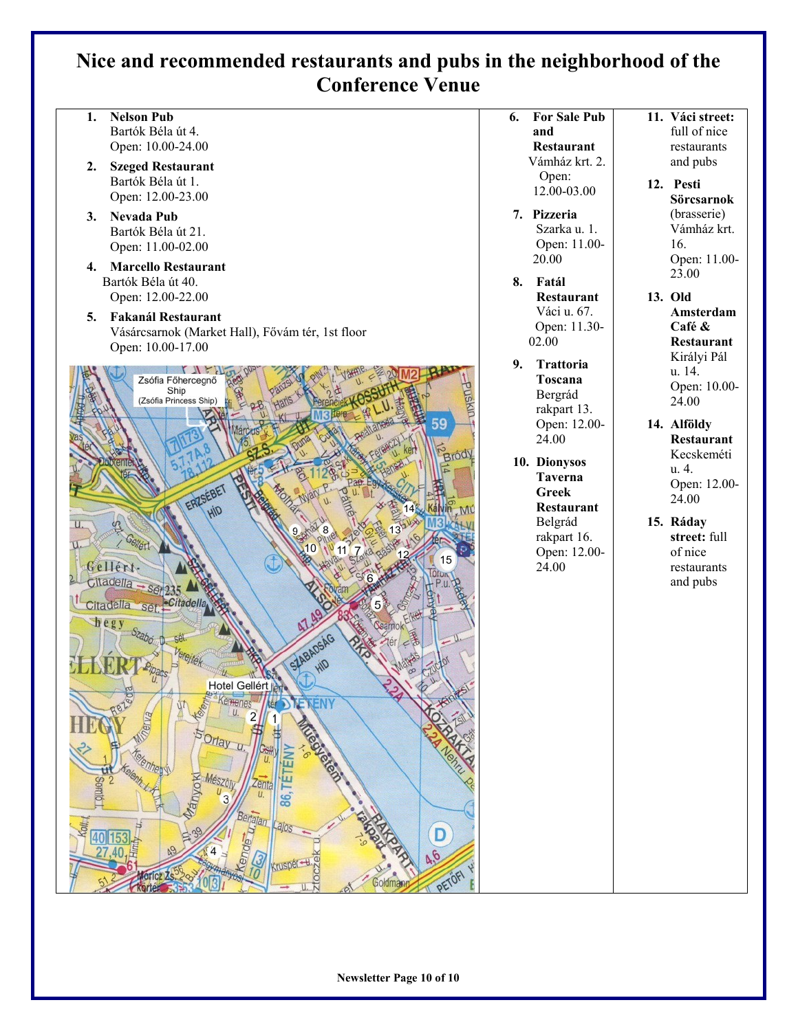# Nice and recommended restaurants and pubs in the neighborhood of the Conference Venue

1. **Nelson Pub**
   Bartók Béla út 4.
   Open: 10.00-24.00
2. **Szeged Restaurant**
   Bartók Béla út 1.
   Open: 12.00-23.00
3. **Nevada Pub**
   Bartók Béla út 21.
   Open: 11.00-02.00
4. **Marcello Restaurant**
   Bartók Béla út 40.
   Open: 12.00-22.00
5. **Fakanál Restaurant**
   Vásárcsarnok (Market Hall), Fővám tér, 1st floor
   Open: 10.00-17.00
6. **For Sale Pub and Restaurant**
   Vámház krt. 2.
   Open: 12.00-03.00
7. **Pizzeria**
   Szarka u. 1.
   Open: 11.00-20.00
8. **Fatál Restaurant**
   Váci u. 67.
   Open: 11.30-02.00
9. **Trattoria Toscana**
   Bergrád rakpart 13.
   Open: 12.00-24.00
10. **Dionysos Taverna Greek Restaurant**
    Belgrád rakpart 16.
    Open: 12.00-24.00
11. **Váci street:** full of nice restaurants and pubs
12. **Pesti Sörcsarnok** (brasserie)
    Vámház krt. 16.
    Open: 11.00-23.00
13. **Old Amsterdam Café & Restaurant**
    Királyi Pál u. 14.
    Open: 10.00-24.00
14. **Alföldy Restaurant**
    Kecskeméti u. 4.
    Open: 12.00-24.00
15. **Ráday street:** full of nice restaurants and pubs